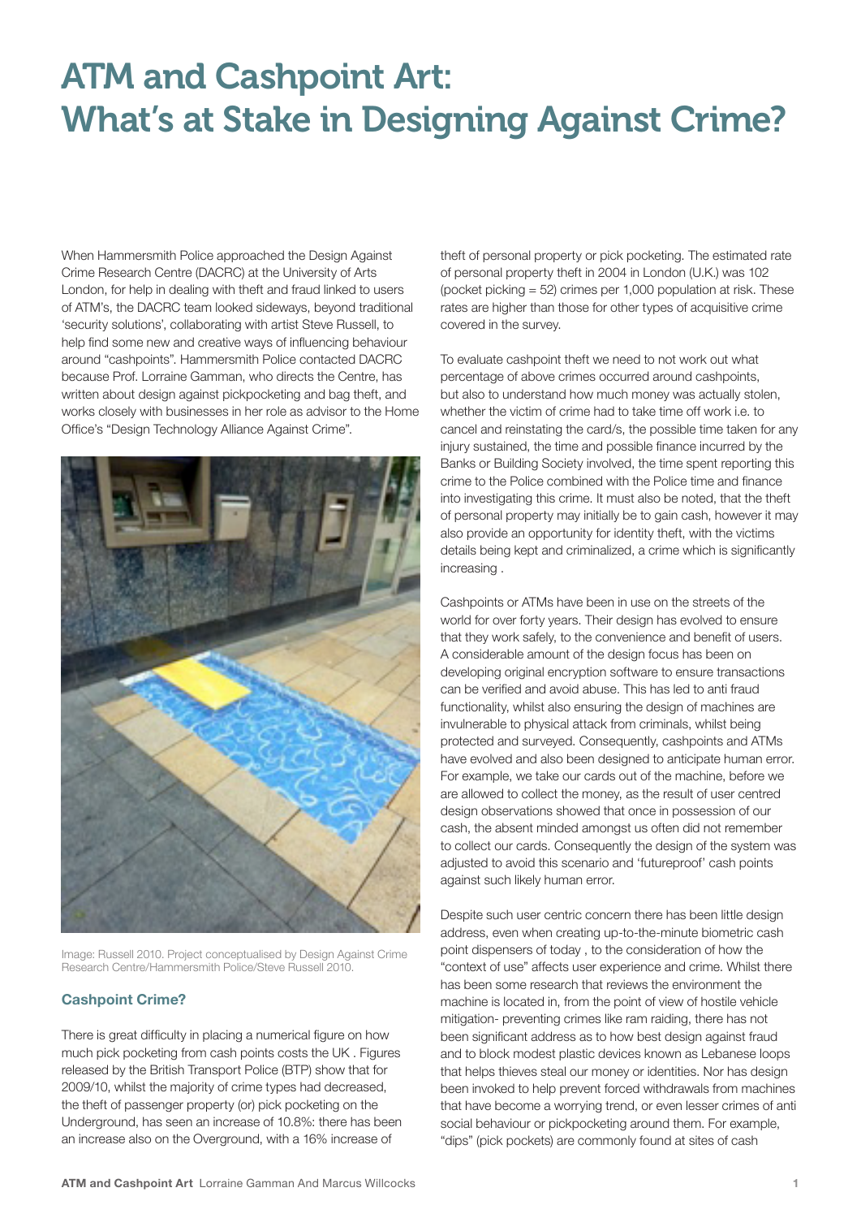# ATM and Cashpoint Art: What's at Stake in Designing Against Crime?

When Hammersmith Police approached the Design Against Crime Research Centre (DACRC) at the University of Arts London, for help in dealing with theft and fraud linked to users of ATM's, the DACRC team looked sideways, beyond traditional 'security solutions', collaborating with artist Steve Russell, to help find some new and creative ways of influencing behaviour around "cashpoints". Hammersmith Police contacted DACRC because Prof. Lorraine Gamman, who directs the Centre, has written about design against pickpocketing and bag theft, and works closely with businesses in her role as advisor to the Home Office's "Design Technology Alliance Against Crime".

Image: Russell 2010. Project conceptualised by Design Against Crime Research Centre/Hammersmith Police/Steve Russell 2010.

## Cashpoint Crime?

There is great difficulty in placing a numerical figure on how much pick pocketing from cash points costs the UK . Figures released by the British Transport Police (BTP) show that for 2009/10, whilst the majority of crime types had decreased, the theft of passenger property (or) pick pocketing on the Underground, has seen an increase of 10.8%: there has been an increase also on the Overground, with a 16% increase of theft of personal property or pick pocketing. The estimated rate of personal property theft in 2004 in London (U.K.) was 102 (pocket picking = 52) crimes per 1,000 population at risk. These rates are higher than those for other types of acquisitive crime covered in the survey.

To evaluate cashpoint theft we need to not work out what percentage of above crimes occurred around cashpoints, but also to understand how much money was actually stolen, whether the victim of crime had to take time off work i.e. to cancel and reinstating the card/s, the possible time taken for any injury sustained, the time and possible finance incurred by the Banks or Building Society involved, the time spent reporting this crime to the Police combined with the Police time and finance into investigating this crime. It must also be noted, that the theft of personal property may initially be to gain cash, however it may also provide an opportunity for identity theft, with the victims details being kept and criminalized, a crime which is significantly increasing .

Cashpoints or ATMs have been in use on the streets of the world for over forty years. Their design has evolved to ensure that they work safely, to the convenience and benefit of users. A considerable amount of the design focus has been on developing original encryption software to ensure transactions can be verified and avoid abuse. This has led to anti fraud functionality, whilst also ensuring the design of machines are invulnerable to physical attack from criminals, whilst being protected and surveyed. Consequently, cashpoints and ATMs have evolved and also been designed to anticipate human error. For example, we take our cards out of the machine, before we are allowed to collect the money, as the result of user centred design observations showed that once in possession of our cash, the absent minded amongst us often did not remember to collect our cards. Consequently the design of the system was adjusted to avoid this scenario and 'futureproof' cash points against such likely human error.

Despite such user centric concern there has been little design address, even when creating up-to-the-minute biometric cash point dispensers of today , to the consideration of how the "context of use" affects user experience and crime. Whilst there has been some research that reviews the environment the machine is located in, from the point of view of hostile vehicle mitigation- preventing crimes like ram raiding, there has not been significant address as to how best design against fraud and to block modest plastic devices known as Lebanese loops that helps thieves steal our money or identities. Nor has design been invoked to help prevent forced withdrawals from machines that have become a worrying trend, or even lesser crimes of anti social behaviour or pickpocketing around them. For example, "dips" (pick pockets) are commonly found at sites of cash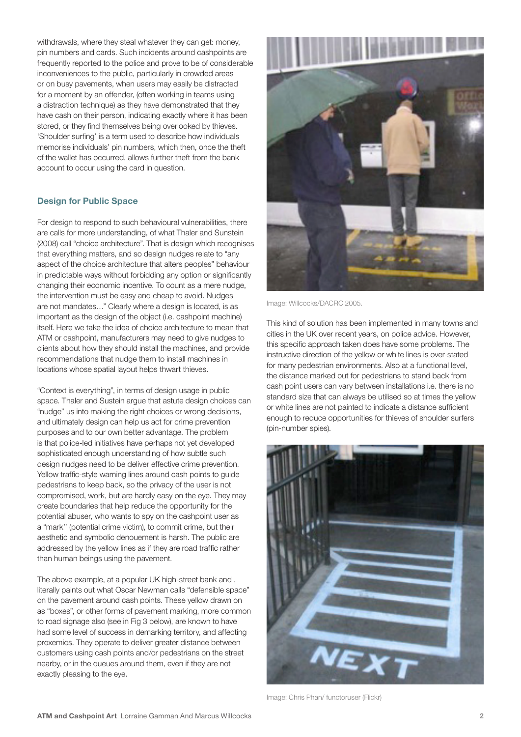withdrawals, where they steal whatever they can get: money, pin numbers and cards. Such incidents around cashpoints are frequently reported to the police and prove to be of considerable inconveniences to the public, particularly in crowded areas or on busy pavements, when users may easily be distracted for a moment by an offender, (often working in teams using a distraction technique) as they have demonstrated that they have cash on their person, indicating exactly where it has been stored, or they find themselves being overlooked by thieves. 'Shoulder surfing' is a term used to describe how individuals memorise individuals' pin numbers, which then, once the theft of the wallet has occurred, allows further theft from the bank account to occur using the card in question.

### Design for Public Space

For design to respond to such behavioural vulnerabilities, there are calls for more understanding, of what Thaler and Sunstein (2008) call "choice architecture". That is design which recognises that everything matters, and so design nudges relate to "any aspect of the choice architecture that alters peoples" behaviour in predictable ways without forbidding any option or significantly changing their economic incentive. To count as a mere nudge, the intervention must be easy and cheap to avoid. Nudges are not mandates…" Clearly where a design is located, is as important as the design of the object (i.e. cashpoint machine) itself. Here we take the idea of choice architecture to mean that ATM or cashpoint, manufacturers may need to give nudges to clients about how they should install the machines, and provide recommendations that nudge them to install machines in locations whose spatial layout helps thwart thieves.

"Context is everything", in terms of design usage in public space. Thaler and Sustein argue that astute design choices can "nudge" us into making the right choices or wrong decisions, and ultimately design can help us act for crime prevention purposes and to our own better advantage. The problem is that police-led initiatives have perhaps not yet developed sophisticated enough understanding of how subtle such design nudges need to be deliver effective crime prevention. Yellow traffic-style warning lines around cash points to guide pedestrians to keep back, so the privacy of the user is not compromised, work, but are hardly easy on the eye. They may create boundaries that help reduce the opportunity for the potential abuser, who wants to spy on the cashpoint user as a "mark'' (potential crime victim), to commit crime, but their aesthetic and symbolic denouement is harsh. The public are addressed by the yellow lines as if they are road traffic rather than human beings using the pavement.

The above example, at a popular UK high-street bank and , literally paints out what Oscar Newman calls "defensible space" on the pavement around cash points. These yellow drawn on as "boxes", or other forms of pavement marking, more common to road signage also (see in Fig 3 below), are known to have had some level of success in demarking territory, and affecting proxemics. They operate to deliver greater distance between customers using cash points and/or pedestrians on the street nearby, or in the queues around them, even if they are not exactly pleasing to the eye.

Image: Willcocks/DACRC 2005.

This kind of solution has been implemented in many towns and cities in the UK over recent years, on police advice. However, this specific approach taken does have some problems. The instructive direction of the yellow or white lines is over-stated for many pedestrian environments. Also at a functional level, the distance marked out for pedestrians to stand back from cash point users can vary between installations i.e. there is no standard size that can always be utilised so at times the yellow or white lines are not painted to indicate a distance sufficient enough to reduce opportunities for thieves of shoulder surfers (pin-number spies).

Image: Chris Phan/ functoruser (Flickr)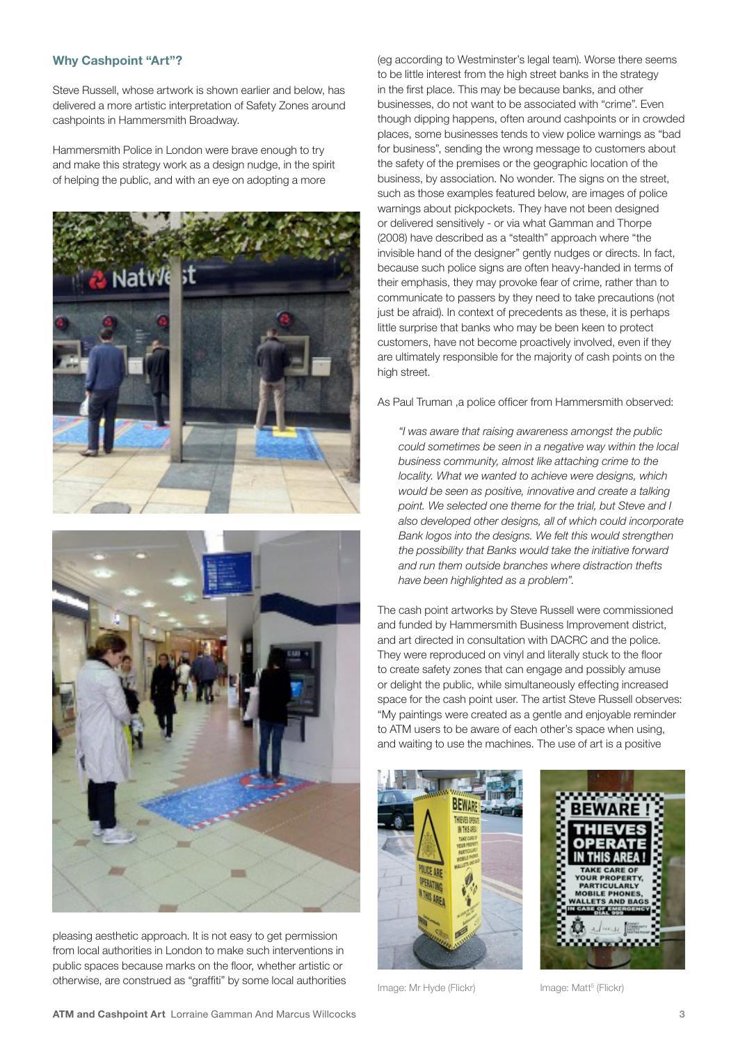## Why Cashpoint "Art"?

Steve Russell, whose artwork is shown earlier and below, has delivered a more artistic interpretation of Safety Zones around cashpoints in Hammersmith Broadway.

Hammersmith Police in London were brave enough to try and make this strategy work as a design nudge, in the spirit of helping the public, and with an eye on adopting a more pleasing aesthetic approach. It is not easy to get permission from local authorities in London to make such interventions in public spaces because marks on the floor, whether artistic or otherwise, are construed as "graffiti" by some local authorities (eg according to Westminster's legal team). Worse there seems to be little interest from the high street banks in the strategy in the first place. This may be because banks, and other businesses, do not want to be associated with "crime". Even though dipping happens, often around cashpoints or in crowded places, some businesses tends to view police warnings as "bad for business", sending the wrong message to customers about the safety of the premises or the geographic location of the business, by association. No wonder. The signs on the street, such as those examples featured below, are images of police warnings about pickpockets. They have not been designed or delivered sensitively - or via what Gamman and Thorpe (2008) have described as a "stealth" approach where "the invisible hand of the designer" gently nudges or directs. In fact, because such police signs are often heavy-handed in terms of their emphasis, they may provoke fear of crime, rather than to communicate to passers by they need to take precautions (not just be afraid). In context of precedents as these, it is perhaps little surprise that banks who may be been keen to protect customers, have not become proactively involved, even if they are ultimately responsible for the majority of cash points on the high street.

As Paul Truman ,a police officer from Hammersmith observed:

> *"I was aware that raising awareness amongst the public could sometimes be seen in a negative way within the local business community, almost like attaching crime to the locality. What we wanted to achieve were designs, which would be seen as positive, innovative and create a talking point. We selected one theme for the trial, but Steve and I also developed other designs, all of which could incorporate Bank logos into the designs. We felt this would strengthen the possibility that Banks would take the initiative forward and run them outside branches where distraction thefts have been highlighted as a problem".*

The cash point artworks by Steve Russell were commissioned and funded by Hammersmith Business Improvement district, and art directed in consultation with DACRC and the police. They were reproduced on vinyl and literally stuck to the floor to create safety zones that can engage and possibly amuse or delight the public, while simultaneously effecting increased space for the cash point user. The artist Steve Russell observes: "My paintings were created as a gentle and enjoyable reminder to ATM users to be aware of each other's space when using, and waiting to use the machines. The use of art is a positive

Image: Mr Hyde (Flickr)

Image: Matt[5] (Flickr)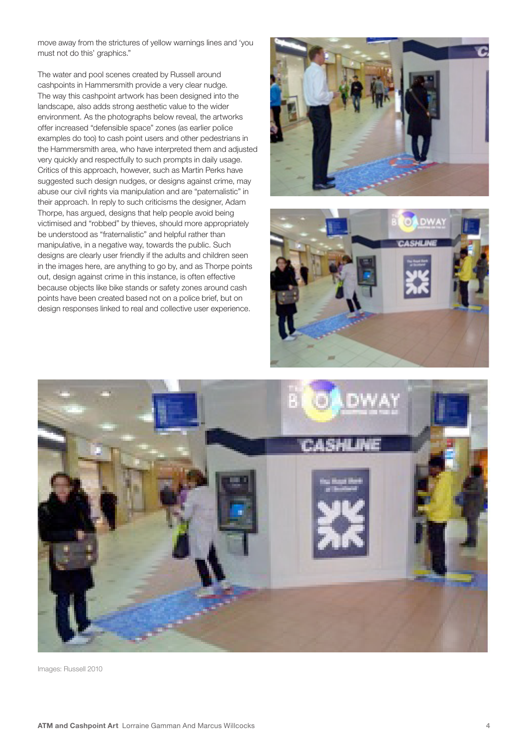move away from the strictures of yellow warnings lines and 'you must not do this' graphics."

The water and pool scenes created by Russell around cashpoints in Hammersmith provide a very clear nudge. The way this cashpoint artwork has been designed into the landscape, also adds strong aesthetic value to the wider environment. As the photographs below reveal, the artworks offer increased "defensible space" zones (as earlier police examples do too) to cash point users and other pedestrians in the Hammersmith area, who have interpreted them and adjusted very quickly and respectfully to such prompts in daily usage. Critics of this approach, however, such as Martin Perks have suggested such design nudges, or designs against crime, may abuse our civil rights via manipulation and are "paternalistic" in their approach. In reply to such criticisms the designer, Adam Thorpe, has argued, designs that help people avoid being victimised and "robbed" by thieves, should more appropriately be understood as "fraternalistic" and helpful rather than manipulative, in a negative way, towards the public. Such designs are clearly user friendly if the adults and children seen in the images here, are anything to go by, and as Thorpe points out, design against crime in this instance, is often effective because objects like bike stands or safety zones around cash points have been created based not on a police brief, but on design responses linked to real and collective user experience.

Images: Russell 2010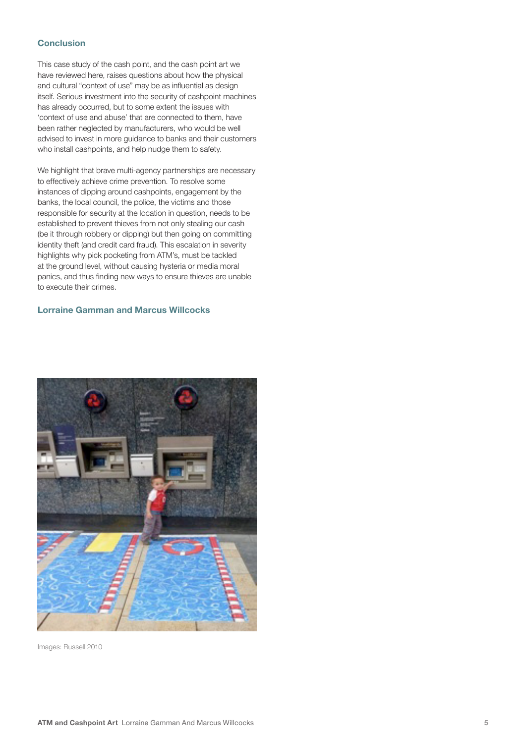## Conclusion

This case study of the cash point, and the cash point art we have reviewed here, raises questions about how the physical and cultural "context of use" may be as influential as design itself. Serious investment into the security of cashpoint machines has already occurred, but to some extent the issues with 'context of use and abuse' that are connected to them, have been rather neglected by manufacturers, who would be well advised to invest in more guidance to banks and their customers who install cashpoints, and help nudge them to safety.

We highlight that brave multi-agency partnerships are necessary to effectively achieve crime prevention. To resolve some instances of dipping around cashpoints, engagement by the banks, the local council, the police, the victims and those responsible for security at the location in question, needs to be established to prevent thieves from not only stealing our cash (be it through robbery or dipping) but then going on committing identity theft (and credit card fraud). This escalation in severity highlights why pick pocketing from ATM's, must be tackled at the ground level, without causing hysteria or media moral panics, and thus finding new ways to ensure thieves are unable to execute their crimes.

**Lorraine Gamman and Marcus Willcocks**

Images: Russell 2010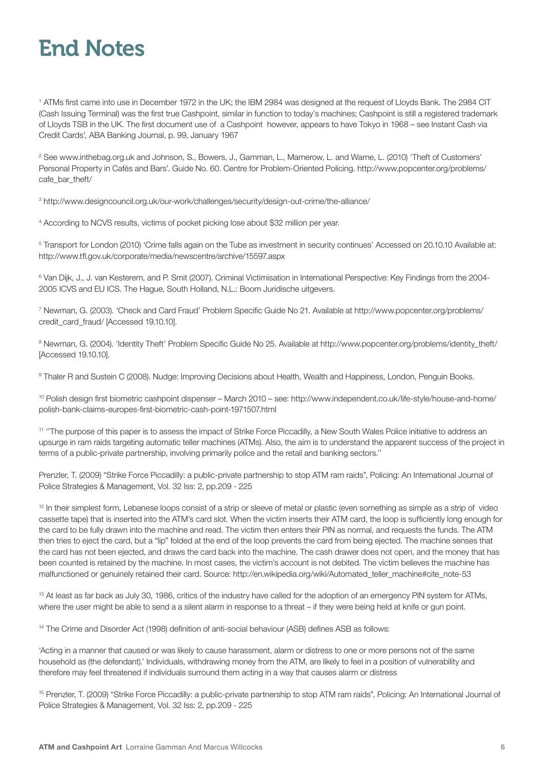# End Notes

[1] ATMs first came into use in December 1972 in the UK; the IBM 2984 was designed at the request of Lloyds Bank. The 2984 CIT (Cash Issuing Terminal) was the first true Cashpoint, similar in function to today's machines; Cashpoint is still a registered trademark of Lloyds TSB in the UK. The first document use of a Cashpoint however, appears to have Tokyo in 1968 – see Instant Cash via Credit Cards', ABA Banking Journal, p. 99, January 1967

[2] See www.inthebag.org.uk and Johnson, S., Bowers, J., Gamman, L., Mamerow, L. and Warne, L. (2010) 'Theft of Customers' Personal Property in Cafés and Bars'. Guide No. 60. Centre for Problem-Oriented Policing. http://www.popcenter.org/problems/cafe_bar_theft/

[3] http://www.designcouncil.org.uk/our-work/challenges/security/design-out-crime/the-alliance/

[4] According to NCVS results, victims of pocket picking lose about $32 million per year.

[5] Transport for London (2010) 'Crime falls again on the Tube as investment in security continues' Accessed on 20.10.10 Available at: http://www.tfl.gov.uk/corporate/media/newscentre/archive/15597.aspx

[6] Van Dijk, J., J. van Kesterem, and P. Smit (2007). Criminal Victimisation in International Perspective: Key Findings from the 2004-2005 ICVS and EU ICS. The Hague, South Holland, N.L.: Boom Juridische uitgevers.

[7] Newman, G. (2003). 'Check and Card Fraud' Problem Specific Guide No 21. Available at http://www.popcenter.org/problems/credit_card_fraud/ [Accessed 19.10.10].

[8] Newman, G. (2004). 'Identity Theft' Problem Specific Guide No 25. Available at http://www.popcenter.org/problems/identity_theft/ [Accessed 19.10.10].

[9] Thaler R and Sustein C (2008). Nudge: Improving Decisions about Health, Wealth and Happiness, London, Penguin Books.

[10] Polish design first biometric cashpoint dispenser – March 2010 – see: http://www.independent.co.uk/life-style/house-and-home/polish-bank-claims-europes-first-biometric-cash-point-1971507.html

[11] ''The purpose of this paper is to assess the impact of Strike Force Piccadilly, a New South Wales Police initiative to address an upsurge in ram raids targeting automatic teller machines (ATMs). Also, the aim is to understand the apparent success of the project in terms of a public-private partnership, involving primarily police and the retail and banking sectors.''

Prenzler, T. (2009) "Strike Force Piccadilly: a public-private partnership to stop ATM ram raids", Policing: An International Journal of Police Strategies & Management, Vol. 32 Iss: 2, pp.209 - 225

[12] In their simplest form, Lebanese loops consist of a strip or sleeve of metal or plastic (even something as simple as a strip of video cassette tape) that is inserted into the ATM's card slot. When the victim inserts their ATM card, the loop is sufficiently long enough for the card to be fully drawn into the machine and read. The victim then enters their PIN as normal, and requests the funds. The ATM then tries to eject the card, but a "lip" folded at the end of the loop prevents the card from being ejected. The machine senses that the card has not been ejected, and draws the card back into the machine. The cash drawer does not open, and the money that has been counted is retained by the machine. In most cases, the victim's account is not debited. The victim believes the machine has malfunctioned or genuinely retained their card. Source: http://en.wikipedia.org/wiki/Automated_teller_machine#cite_note-53

[13] At least as far back as July 30, 1986, critics of the industry have called for the adoption of an emergency PIN system for ATMs, where the user might be able to send a a silent alarm in response to a threat – if they were being held at knife or gun point.

[14] The Crime and Disorder Act (1998) definition of anti-social behaviour (ASB) defines ASB as follows:

'Acting in a manner that caused or was likely to cause harassment, alarm or distress to one or more persons not of the same household as (the defendant).' Individuals, withdrawing money from the ATM, are likely to feel in a position of vulnerability and therefore may feel threatened if individuals surround them acting in a way that causes alarm or distress

[15] Prenzler, T. (2009) "Strike Force Piccadilly: a public-private partnership to stop ATM ram raids", Policing: An International Journal of Police Strategies & Management, Vol. 32 Iss: 2, pp.209 - 225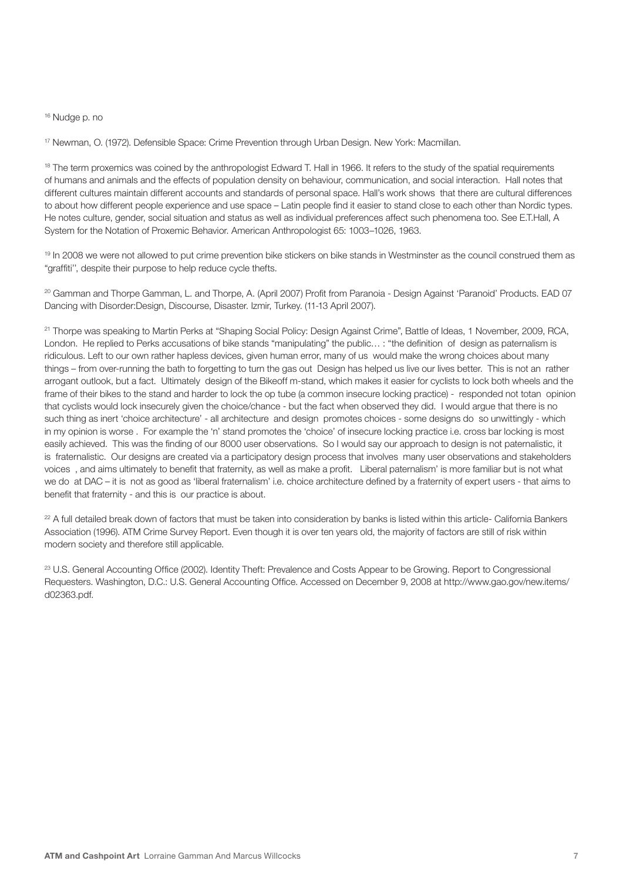[16] Nudge p. no

[17] Newman, O. (1972). Defensible Space: Crime Prevention through Urban Design. New York: Macmillan.

[18] The term proxemics was coined by the anthropologist Edward T. Hall in 1966. It refers to the study of the spatial requirements of humans and animals and the effects of population density on behaviour, communication, and social interaction. Hall notes that different cultures maintain different accounts and standards of personal space. Hall's work shows that there are cultural differences to about how different people experience and use space – Latin people find it easier to stand close to each other than Nordic types. He notes culture, gender, social situation and status as well as individual preferences affect such phenomena too. See E.T.Hall, A System for the Notation of Proxemic Behavior. American Anthropologist 65: 1003–1026, 1963.

[19] In 2008 we were not allowed to put crime prevention bike stickers on bike stands in Westminster as the council construed them as "graffiti'', despite their purpose to help reduce cycle thefts.

[20] Gamman and Thorpe Gamman, L. and Thorpe, A. (April 2007) Profit from Paranoia - Design Against 'Paranoid' Products. EAD 07 Dancing with Disorder:Design, Discourse, Disaster. Izmir, Turkey. (11-13 April 2007).

[21] Thorpe was speaking to Martin Perks at "Shaping Social Policy: Design Against Crime", Battle of Ideas, 1 November, 2009, RCA, London. He replied to Perks accusations of bike stands "manipulating" the public… : "the definition of design as paternalism is ridiculous. Left to our own rather hapless devices, given human error, many of us would make the wrong choices about many things – from over-running the bath to forgetting to turn the gas out Design has helped us live our lives better. This is not an rather arrogant outlook, but a fact. Ultimately design of the Bikeoff m-stand, which makes it easier for cyclists to lock both wheels and the frame of their bikes to the stand and harder to lock the op tube (a common insecure locking practice) - responded not totan opinion that cyclists would lock insecurely given the choice/chance - but the fact when observed they did. I would argue that there is no such thing as inert 'choice architecture' - all architecture and design promotes choices - some designs do so unwittingly - which in my opinion is worse . For example the 'n' stand promotes the 'choice' of insecure locking practice i.e. cross bar locking is most easily achieved. This was the finding of our 8000 user observations. So I would say our approach to design is not paternalistic, it is fraternalistic. Our designs are created via a participatory design process that involves many user observations and stakeholders voices , and aims ultimately to benefit that fraternity, as well as make a profit. Liberal paternalism' is more familiar but is not what we do at DAC – it is not as good as 'liberal fraternalism' i.e. choice architecture defined by a fraternity of expert users - that aims to benefit that fraternity - and this is our practice is about.

[22] A full detailed break down of factors that must be taken into consideration by banks is listed within this article- California Bankers Association (1996). ATM Crime Survey Report. Even though it is over ten years old, the majority of factors are still of risk within modern society and therefore still applicable.

[23] U.S. General Accounting Office (2002). Identity Theft: Prevalence and Costs Appear to be Growing. Report to Congressional Requesters. Washington, D.C.: U.S. General Accounting Office. Accessed on December 9, 2008 at http://www.gao.gov/new.items/d02363.pdf.